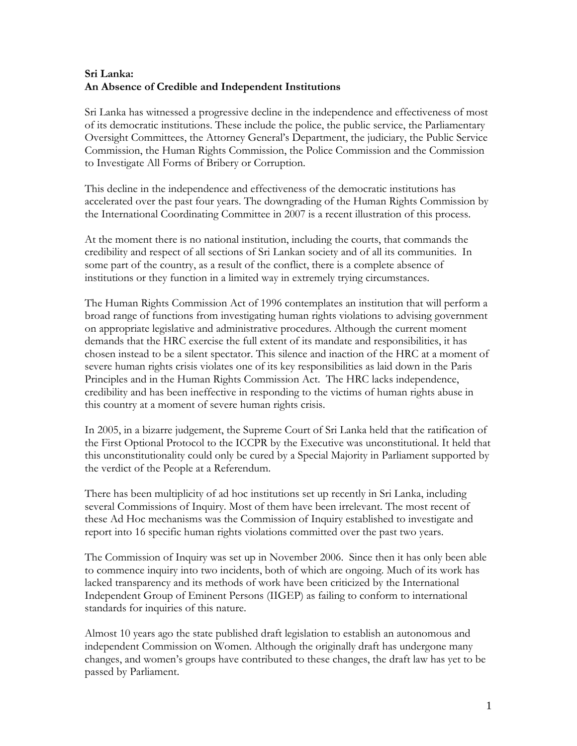**Sri Lanka:**
**An Absence of Credible and Independent Institutions**

Sri Lanka has witnessed a progressive decline in the independence and effectiveness of most of its democratic institutions. These include the police, the public service, the Parliamentary Oversight Committees, the Attorney General's Department, the judiciary, the Public Service Commission, the Human Rights Commission, the Police Commission and the Commission to Investigate All Forms of Bribery or Corruption.

This decline in the independence and effectiveness of the democratic institutions has accelerated over the past four years. The downgrading of the Human Rights Commission by the International Coordinating Committee in 2007 is a recent illustration of this process.

At the moment there is no national institution, including the courts, that commands the credibility and respect of all sections of Sri Lankan society and of all its communities. In some part of the country, as a result of the conflict, there is a complete absence of institutions or they function in a limited way in extremely trying circumstances.

The Human Rights Commission Act of 1996 contemplates an institution that will perform a broad range of functions from investigating human rights violations to advising government on appropriate legislative and administrative procedures. Although the current moment demands that the HRC exercise the full extent of its mandate and responsibilities, it has chosen instead to be a silent spectator. This silence and inaction of the HRC at a moment of severe human rights crisis violates one of its key responsibilities as laid down in the Paris Principles and in the Human Rights Commission Act. The HRC lacks independence, credibility and has been ineffective in responding to the victims of human rights abuse in this country at a moment of severe human rights crisis.

In 2005, in a bizarre judgement, the Supreme Court of Sri Lanka held that the ratification of the First Optional Protocol to the ICCPR by the Executive was unconstitutional. It held that this unconstitutionality could only be cured by a Special Majority in Parliament supported by the verdict of the People at a Referendum.

There has been multiplicity of ad hoc institutions set up recently in Sri Lanka, including several Commissions of Inquiry. Most of them have been irrelevant. The most recent of these Ad Hoc mechanisms was the Commission of Inquiry established to investigate and report into 16 specific human rights violations committed over the past two years.

The Commission of Inquiry was set up in November 2006. Since then it has only been able to commence inquiry into two incidents, both of which are ongoing. Much of its work has lacked transparency and its methods of work have been criticized by the International Independent Group of Eminent Persons (IIGEP) as failing to conform to international standards for inquiries of this nature.

Almost 10 years ago the state published draft legislation to establish an autonomous and independent Commission on Women. Although the originally draft has undergone many changes, and women's groups have contributed to these changes, the draft law has yet to be passed by Parliament.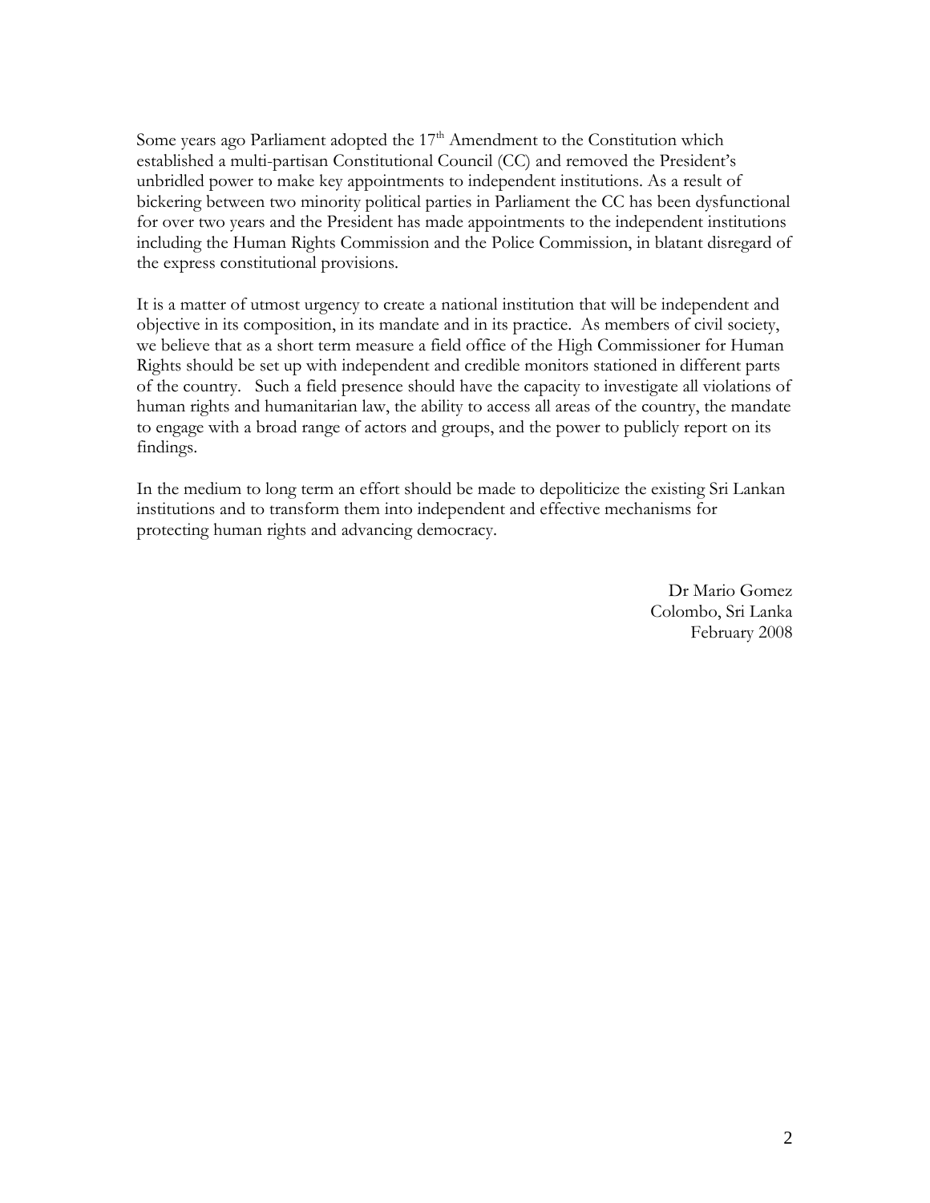Some years ago Parliament adopted the 17th Amendment to the Constitution which established a multi-partisan Constitutional Council (CC) and removed the President's unbridled power to make key appointments to independent institutions. As a result of bickering between two minority political parties in Parliament the CC has been dysfunctional for over two years and the President has made appointments to the independent institutions including the Human Rights Commission and the Police Commission, in blatant disregard of the express constitutional provisions.

It is a matter of utmost urgency to create a national institution that will be independent and objective in its composition, in its mandate and in its practice. As members of civil society, we believe that as a short term measure a field office of the High Commissioner for Human Rights should be set up with independent and credible monitors stationed in different parts of the country. Such a field presence should have the capacity to investigate all violations of human rights and humanitarian law, the ability to access all areas of the country, the mandate to engage with a broad range of actors and groups, and the power to publicly report on its findings.

In the medium to long term an effort should be made to depoliticize the existing Sri Lankan institutions and to transform them into independent and effective mechanisms for protecting human rights and advancing democracy.

Dr Mario Gomez
Colombo, Sri Lanka
February 2008